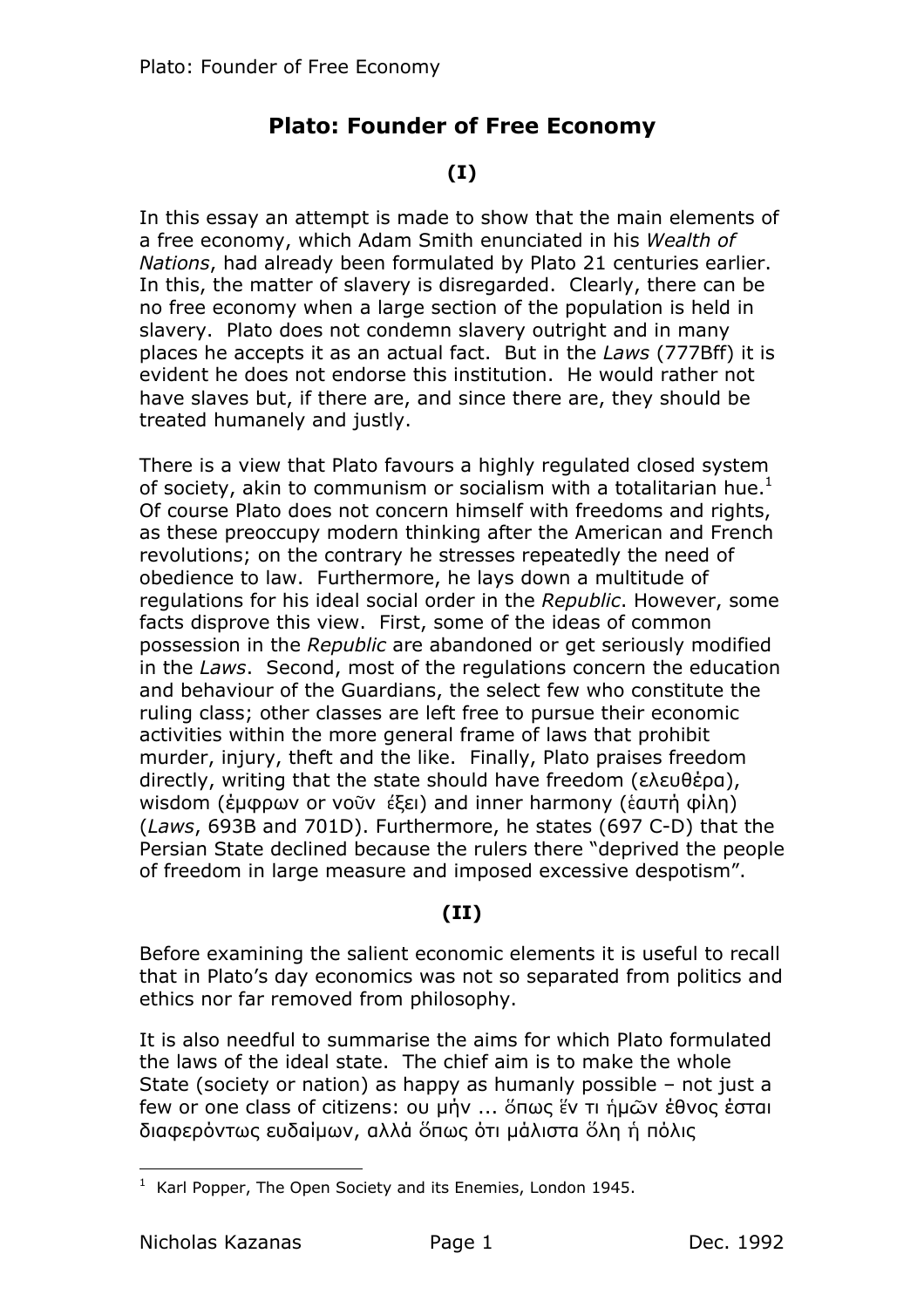# Plato: Founder of Free Economy

## (I)

In this essay an attempt is made to show that the main elements of a free economy, which Adam Smith enunciated in his *Wealth of Nations*, had already been formulated by Plato 21 centuries earlier. In this, the matter of slavery is disregarded. Clearly, there can be no free economy when a large section of the population is held in slavery. Plato does not condemn slavery outright and in many places he accepts it as an actual fact. But in the *Laws* (777Bff) it is evident he does not endorse this institution. He would rather not have slaves but, if there are, and since there are, they should be treated humanely and justly.

There is a view that Plato favours a highly regulated closed system of society, akin to communism or socialism with a totalitarian hue.[1] Of course Plato does not concern himself with freedoms and rights, as these preoccupy modern thinking after the American and French revolutions; on the contrary he stresses repeatedly the need of obedience to law. Furthermore, he lays down a multitude of regulations for his ideal social order in the *Republic*. However, some facts disprove this view. First, some of the ideas of common possession in the *Republic* are abandoned or get seriously modified in the *Laws*. Second, most of the regulations concern the education and behaviour of the Guardians, the select few who constitute the ruling class; other classes are left free to pursue their economic activities within the more general frame of laws that prohibit murder, injury, theft and the like. Finally, Plato praises freedom directly, writing that the state should have freedom (ελευθέρα), wisdom (ἐμφρων or νοῦν ἕξει) and inner harmony (ἑαυτή φίλη) (*Laws*, 693B and 701D). Furthermore, he states (697 C-D) that the Persian State declined because the rulers there "deprived the people of freedom in large measure and imposed excessive despotism".

## (II)

Before examining the salient economic elements it is useful to recall that in Plato's day economics was not so separated from politics and ethics nor far removed from philosophy.

It is also needful to summarise the aims for which Plato formulated the laws of the ideal state. The chief aim is to make the whole State (society or nation) as happy as humanly possible – not just a few or one class of citizens: ου μὴν ... ὅπως ἔν τι ἡμῶν ἐθνος ἐσται διαφερόντως ευδαίμων, αλλά ὅπως ότι μάλιστα ὅλη ή πόλις

---

[1] Karl Popper, The Open Society and its Enemies, London 1945.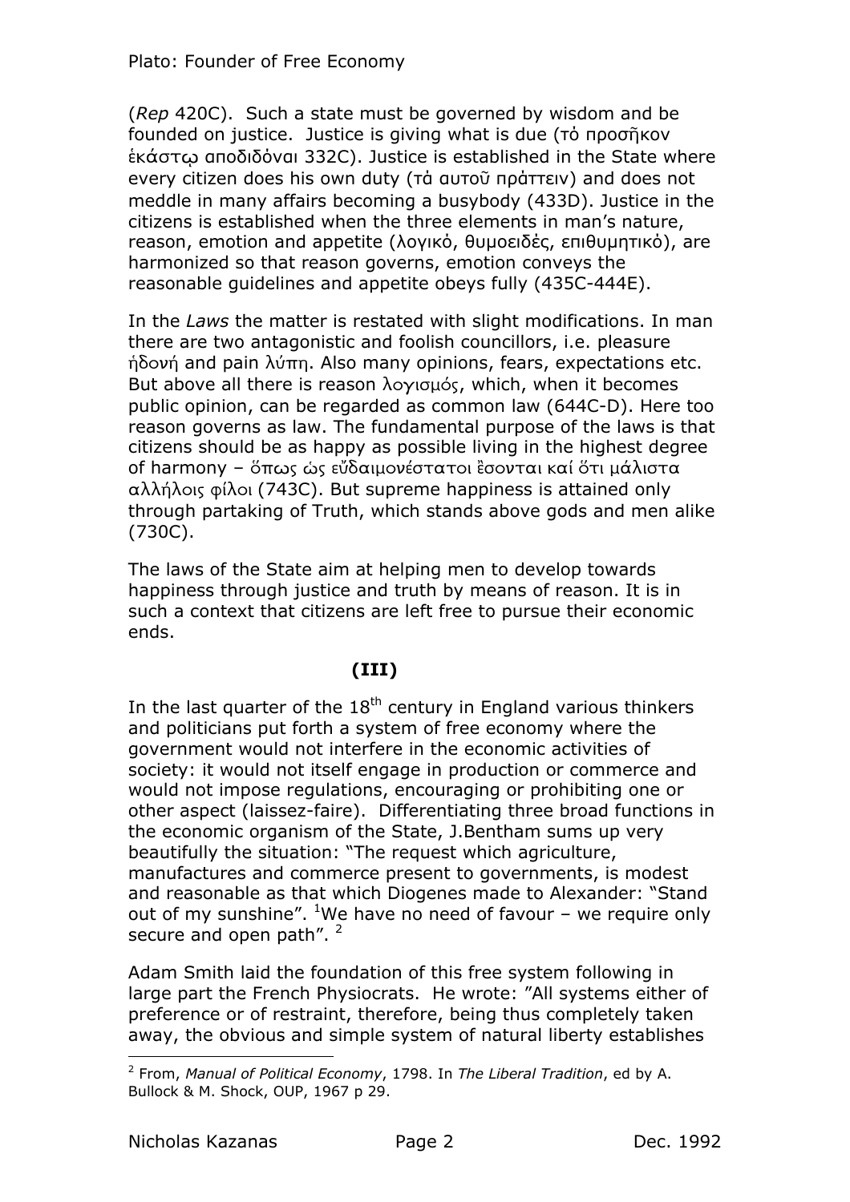(*Rep* 420C). Such a state must be governed by wisdom and be founded on justice. Justice is giving what is due (τὸ προσῆκον ἑκάστῳ αποδιδὸναι 332C). Justice is established in the State where every citizen does his own duty (τἀ αυτοῦ πρἀττειν) and does not meddle in many affairs becoming a busybody (433D). Justice in the citizens is established when the three elements in man's nature, reason, emotion and appetite (λογικὀ, θυμοειδἐς, επιθυμητικὀ), are harmonized so that reason governs, emotion conveys the reasonable guidelines and appetite obeys fully (435C-444E).

In the *Laws* the matter is restated with slight modifications. In man there are two antagonistic and foolish councillors, i.e. pleasure ἡδονή and pain λύπη. Also many opinions, fears, expectations etc. But above all there is reason λογισμός, which, when it becomes public opinion, can be regarded as common law (644C-D). Here too reason governs as law. The fundamental purpose of the laws is that citizens should be as happy as possible living in the highest degree of harmony – ὅπως ὡς εὔδαιμονέστατοι ἒσονται καί ὅτι μάλιστα αλλήλοις φίλοι (743C). But supreme happiness is attained only through partaking of Truth, which stands above gods and men alike (730C).

The laws of the State aim at helping men to develop towards happiness through justice and truth by means of reason. It is in such a context that citizens are left free to pursue their economic ends.

## (III)

In the last quarter of the 18th century in England various thinkers and politicians put forth a system of free economy where the government would not interfere in the economic activities of society: it would not itself engage in production or commerce and would not impose regulations, encouraging or prohibiting one or other aspect (laissez-faire). Differentiating three broad functions in the economic organism of the State, J.Bentham sums up very beautifully the situation: "The request which agriculture, manufactures and commerce present to governments, is modest and reasonable as that which Diogenes made to Alexander: "Stand out of my sunshine". [1]We have no need of favour – we require only secure and open path". [2]

Adam Smith laid the foundation of this free system following in large part the French Physiocrats. He wrote: "All systems either of preference or of restraint, therefore, being thus completely taken away, the obvious and simple system of natural liberty establishes

---

[2] From, *Manual of Political Economy*, 1798. In *The Liberal Tradition*, ed by A. Bullock & M. Shock, OUP, 1967 p 29.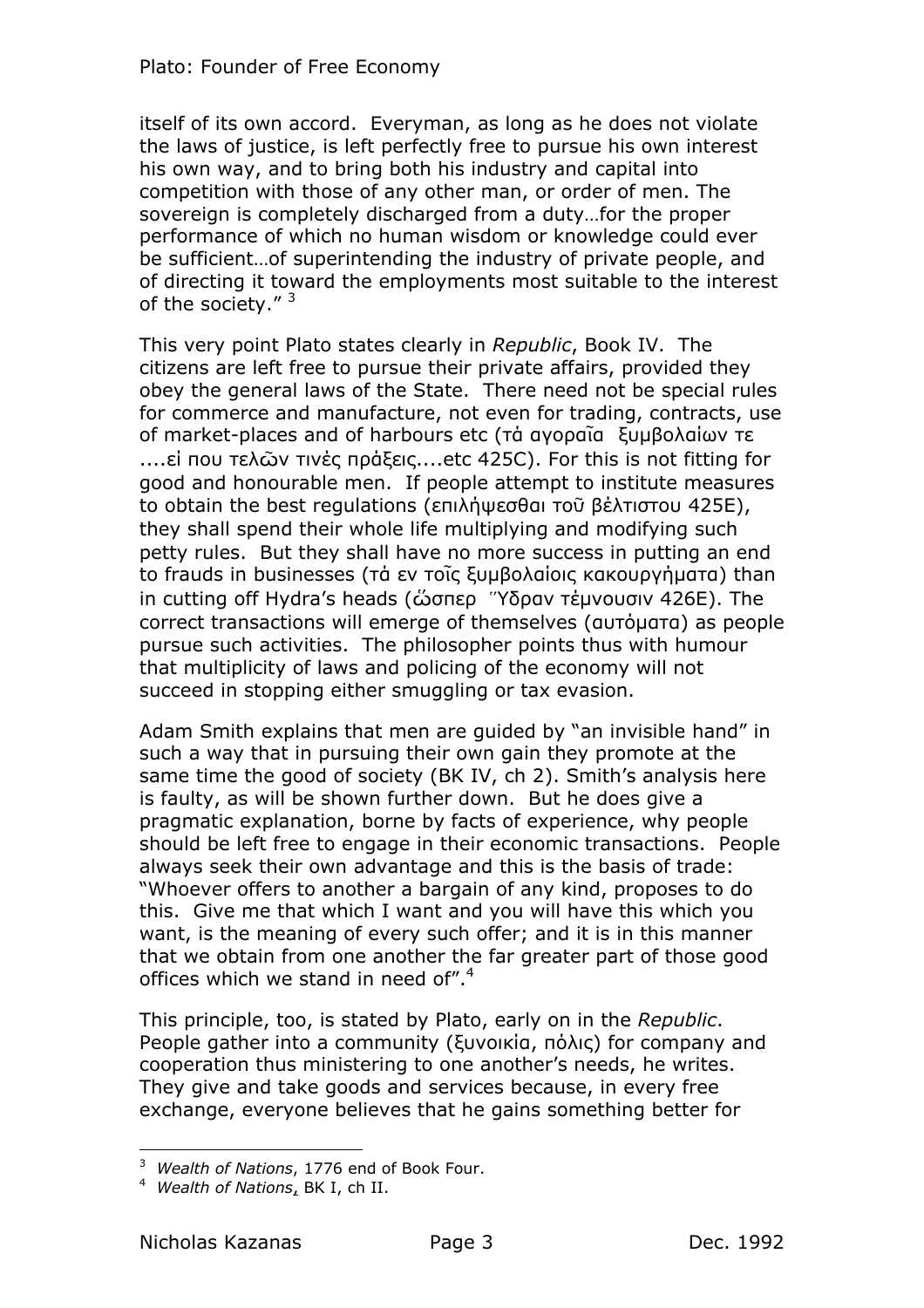itself of its own accord. Everyman, as long as he does not violate the laws of justice, is left perfectly free to pursue his own interest his own way, and to bring both his industry and capital into competition with those of any other man, or order of men. The sovereign is completely discharged from a duty…for the proper performance of which no human wisdom or knowledge could ever be sufficient…of superintending the industry of private people, and of directing it toward the employments most suitable to the interest of the society." [3]

This very point Plato states clearly in *Republic*, Book IV. The citizens are left free to pursue their private affairs, provided they obey the general laws of the State. There need not be special rules for commerce and manufacture, not even for trading, contracts, use of market-places and of harbours etc (τὰ αγοραῖα ξυμβολαίων τε ....εἰ που τελῶν τινές πράξεις....etc 425C). For this is not fitting for good and honourable men. If people attempt to institute measures to obtain the best regulations (επιλήψεσθαι τοῦ βέλτιστου 425E), they shall spend their whole life multiplying and modifying such petty rules. But they shall have no more success in putting an end to frauds in businesses (τὰ εν τοῖς ξυμβολαίοις κακουργήματα) than in cutting off Hydra's heads (ὥσπερ Ὕδραν τέμνουσιν 426E). The correct transactions will emerge of themselves (αυτόματα) as people pursue such activities. The philosopher points thus with humour that multiplicity of laws and policing of the economy will not succeed in stopping either smuggling or tax evasion.

Adam Smith explains that men are guided by "an invisible hand" in such a way that in pursuing their own gain they promote at the same time the good of society (BK IV, ch 2). Smith's analysis here is faulty, as will be shown further down. But he does give a pragmatic explanation, borne by facts of experience, why people should be left free to engage in their economic transactions. People always seek their own advantage and this is the basis of trade: "Whoever offers to another a bargain of any kind, proposes to do this. Give me that which I want and you will have this which you want, is the meaning of every such offer; and it is in this manner that we obtain from one another the far greater part of those good offices which we stand in need of".[4]

This principle, too, is stated by Plato, early on in the *Republic*. People gather into a community (ξυνοικία, πόλις) for company and cooperation thus ministering to one another's needs, he writes. They give and take goods and services because, in every free exchange, everyone believes that he gains something better for

---

[3] *Wealth of Nations*, 1776 end of Book Four.

[4] *Wealth of Nations*, BK I, ch II.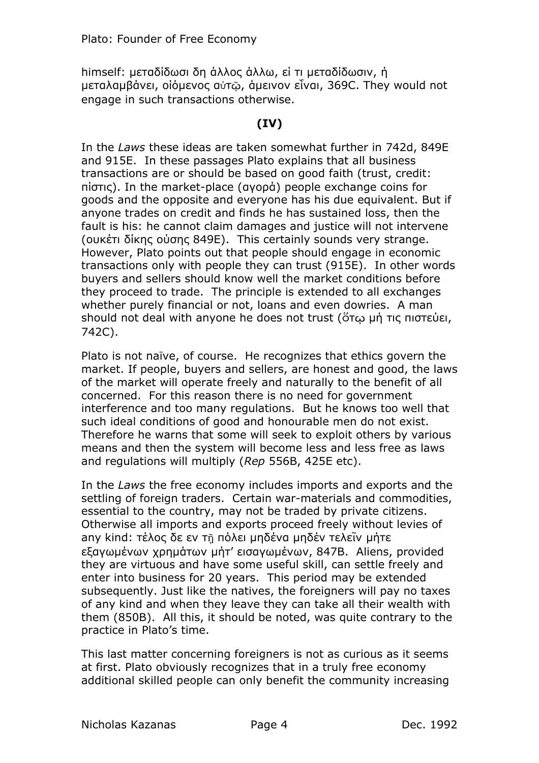himself: μεταδίδωσι δη ἀλλος ἀλλω, εἰ τι μεταδίδωσιν, ἠ μεταλαμβάνει, οἰόμενος αὑτῷ, ἀμεινον εἶναι, 369C. They would not engage in such transactions otherwise.

**(IV)**

In the *Laws* these ideas are taken somewhat further in 742d, 849E and 915E. In these passages Plato explains that all business transactions are or should be based on good faith (trust, credit: πίστις). In the market-place (αγορἀ) people exchange coins for goods and the opposite and everyone has his due equivalent. But if anyone trades on credit and finds he has sustained loss, then the fault is his: he cannot claim damages and justice will not intervene (ουκέτι δίκης οὐσης 849E). This certainly sounds very strange. However, Plato points out that people should engage in economic transactions only with people they can trust (915E). In other words buyers and sellers should know well the market conditions before they proceed to trade. The principle is extended to all exchanges whether purely financial or not, loans and even dowries. A man should not deal with anyone he does not trust (ὅτῳ μή τις πιστεύει, 742C).

Plato is not naïve, of course. He recognizes that ethics govern the market. If people, buyers and sellers, are honest and good, the laws of the market will operate freely and naturally to the benefit of all concerned. For this reason there is no need for government interference and too many regulations. But he knows too well that such ideal conditions of good and honourable men do not exist. Therefore he warns that some will seek to exploit others by various means and then the system will become less and less free as laws and regulations will multiply (*Rep* 556B, 425E etc).

In the *Laws* the free economy includes imports and exports and the settling of foreign traders. Certain war-materials and commodities, essential to the country, may not be traded by private citizens. Otherwise all imports and exports proceed freely without levies of any kind: τέλος δε εν τῇ πόλει μηδένα μηδέν τελεῖν μήτε εξαγωμένων χρημάτων μήτ' εισαγωμένων, 847B. Aliens, provided they are virtuous and have some useful skill, can settle freely and enter into business for 20 years. This period may be extended subsequently. Just like the natives, the foreigners will pay no taxes of any kind and when they leave they can take all their wealth with them (850B). All this, it should be noted, was quite contrary to the practice in Plato's time.

This last matter concerning foreigners is not as curious as it seems at first. Plato obviously recognizes that in a truly free economy additional skilled people can only benefit the community increasing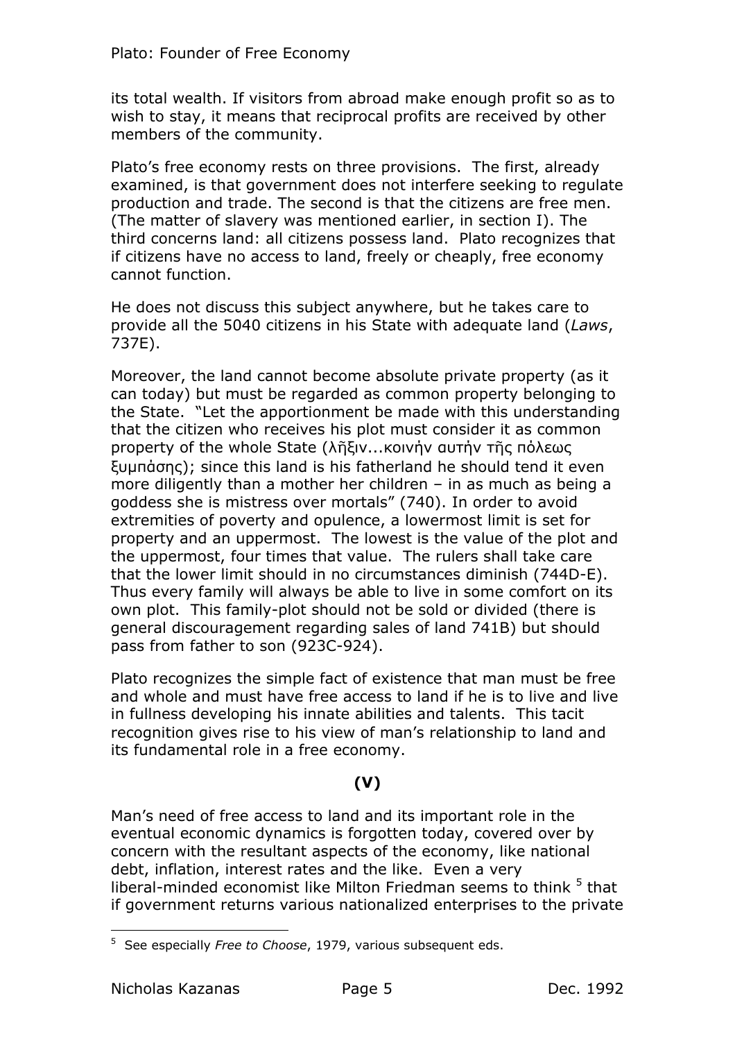its total wealth. If visitors from abroad make enough profit so as to wish to stay, it means that reciprocal profits are received by other members of the community.

Plato's free economy rests on three provisions. The first, already examined, is that government does not interfere seeking to regulate production and trade. The second is that the citizens are free men. (The matter of slavery was mentioned earlier, in section I). The third concerns land: all citizens possess land. Plato recognizes that if citizens have no access to land, freely or cheaply, free economy cannot function.

He does not discuss this subject anywhere, but he takes care to provide all the 5040 citizens in his State with adequate land (*Laws*, 737E).

Moreover, the land cannot become absolute private property (as it can today) but must be regarded as common property belonging to the State. "Let the apportionment be made with this understanding that the citizen who receives his plot must consider it as common property of the whole State (λῆξιν...κοινὴν αυτὴν τῆς πὀλεως ξυμπἀσης); since this land is his fatherland he should tend it even more diligently than a mother her children – in as much as being a goddess she is mistress over mortals" (740). In order to avoid extremities of poverty and opulence, a lowermost limit is set for property and an uppermost. The lowest is the value of the plot and the uppermost, four times that value. The rulers shall take care that the lower limit should in no circumstances diminish (744D-E). Thus every family will always be able to live in some comfort on its own plot. This family-plot should not be sold or divided (there is general discouragement regarding sales of land 741B) but should pass from father to son (923C-924).

Plato recognizes the simple fact of existence that man must be free and whole and must have free access to land if he is to live and live in fullness developing his innate abilities and talents. This tacit recognition gives rise to his view of man's relationship to land and its fundamental role in a free economy.

## (V)

Man's need of free access to land and its important role in the eventual economic dynamics is forgotten today, covered over by concern with the resultant aspects of the economy, like national debt, inflation, interest rates and the like. Even a very liberal-minded economist like Milton Friedman seems to think [5] that if government returns various nationalized enterprises to the private

---

[5] See especially *Free to Choose*, 1979, various subsequent eds.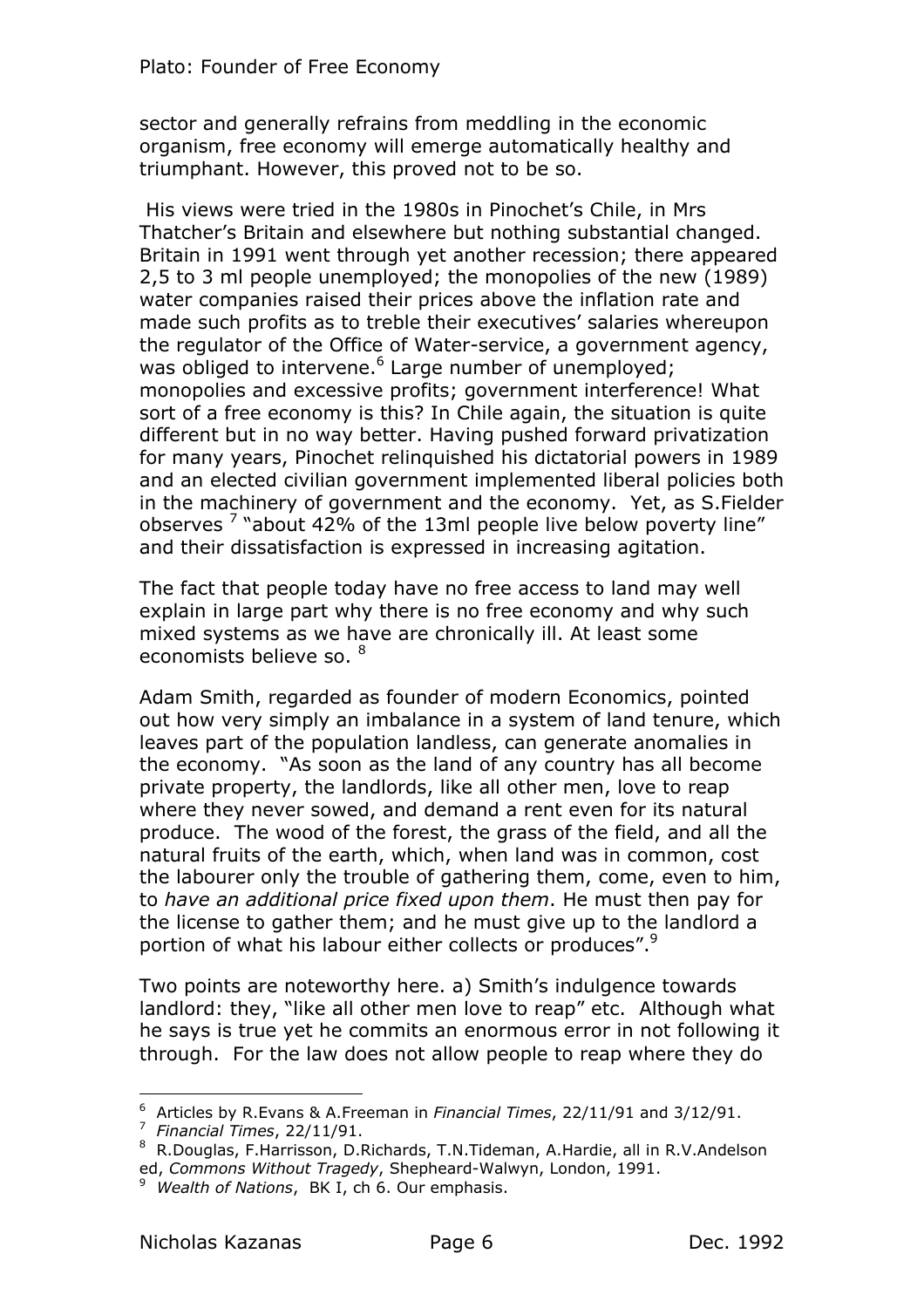sector and generally refrains from meddling in the economic organism, free economy will emerge automatically healthy and triumphant. However, this proved not to be so.

His views were tried in the 1980s in Pinochet's Chile, in Mrs Thatcher's Britain and elsewhere but nothing substantial changed. Britain in 1991 went through yet another recession; there appeared 2,5 to 3 ml people unemployed; the monopolies of the new (1989) water companies raised their prices above the inflation rate and made such profits as to treble their executives' salaries whereupon the regulator of the Office of Water-service, a government agency, was obliged to intervene.[6] Large number of unemployed; monopolies and excessive profits; government interference! What sort of a free economy is this? In Chile again, the situation is quite different but in no way better. Having pushed forward privatization for many years, Pinochet relinquished his dictatorial powers in 1989 and an elected civilian government implemented liberal policies both in the machinery of government and the economy. Yet, as S.Fielder observes [7] "about 42% of the 13ml people live below poverty line" and their dissatisfaction is expressed in increasing agitation.

The fact that people today have no free access to land may well explain in large part why there is no free economy and why such mixed systems as we have are chronically ill. At least some economists believe so. [8]

Adam Smith, regarded as founder of modern Economics, pointed out how very simply an imbalance in a system of land tenure, which leaves part of the population landless, can generate anomalies in the economy. "As soon as the land of any country has all become private property, the landlords, like all other men, love to reap where they never sowed, and demand a rent even for its natural produce. The wood of the forest, the grass of the field, and all the natural fruits of the earth, which, when land was in common, cost the labourer only the trouble of gathering them, come, even to him, to *have an additional price fixed upon them*. He must then pay for the license to gather them; and he must give up to the landlord a portion of what his labour either collects or produces".[9]

Two points are noteworthy here. a) Smith's indulgence towards landlord: they, "like all other men love to reap" etc. Although what he says is true yet he commits an enormous error in not following it through. For the law does not allow people to reap where they do

---

[6] Articles by R.Evans & A.Freeman in *Financial Times*, 22/11/91 and 3/12/91.

[7] *Financial Times*, 22/11/91.

[8] R.Douglas, F.Harrisson, D.Richards, T.N.Tideman, A.Hardie, all in R.V.Andelson ed, *Commons Without Tragedy*, Shepheard-Walwyn, London, 1991.

[9] *Wealth of Nations*, BK I, ch 6. Our emphasis.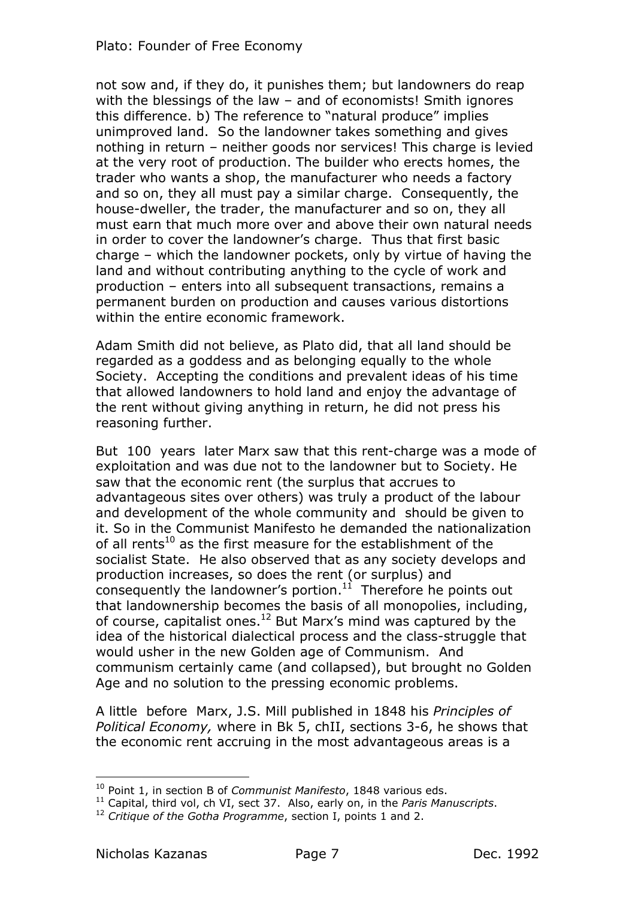not sow and, if they do, it punishes them; but landowners do reap with the blessings of the law – and of economists! Smith ignores this difference. b) The reference to "natural produce" implies unimproved land. So the landowner takes something and gives nothing in return – neither goods nor services! This charge is levied at the very root of production. The builder who erects homes, the trader who wants a shop, the manufacturer who needs a factory and so on, they all must pay a similar charge. Consequently, the house-dweller, the trader, the manufacturer and so on, they all must earn that much more over and above their own natural needs in order to cover the landowner's charge. Thus that first basic charge – which the landowner pockets, only by virtue of having the land and without contributing anything to the cycle of work and production – enters into all subsequent transactions, remains a permanent burden on production and causes various distortions within the entire economic framework.

Adam Smith did not believe, as Plato did, that all land should be regarded as a goddess and as belonging equally to the whole Society. Accepting the conditions and prevalent ideas of his time that allowed landowners to hold land and enjoy the advantage of the rent without giving anything in return, he did not press his reasoning further.

But 100 years later Marx saw that this rent-charge was a mode of exploitation and was due not to the landowner but to Society. He saw that the economic rent (the surplus that accrues to advantageous sites over others) was truly a product of the labour and development of the whole community and should be given to it. So in the Communist Manifesto he demanded the nationalization of all rents[10] as the first measure for the establishment of the socialist State. He also observed that as any society develops and production increases, so does the rent (or surplus) and consequently the landowner's portion.[11] Therefore he points out that landownership becomes the basis of all monopolies, including, of course, capitalist ones.[12] But Marx's mind was captured by the idea of the historical dialectical process and the class-struggle that would usher in the new Golden age of Communism. And communism certainly came (and collapsed), but brought no Golden Age and no solution to the pressing economic problems.

A little before Marx, J.S. Mill published in 1848 his *Principles of Political Economy,* where in Bk 5, chII, sections 3-6, he shows that the economic rent accruing in the most advantageous areas is a

---

[10] Point 1, in section B of *Communist Manifesto*, 1848 various eds.

[11] Capital, third vol, ch VI, sect 37. Also, early on, in the *Paris Manuscripts*.

[12] *Critique of the Gotha Programme*, section I, points 1 and 2.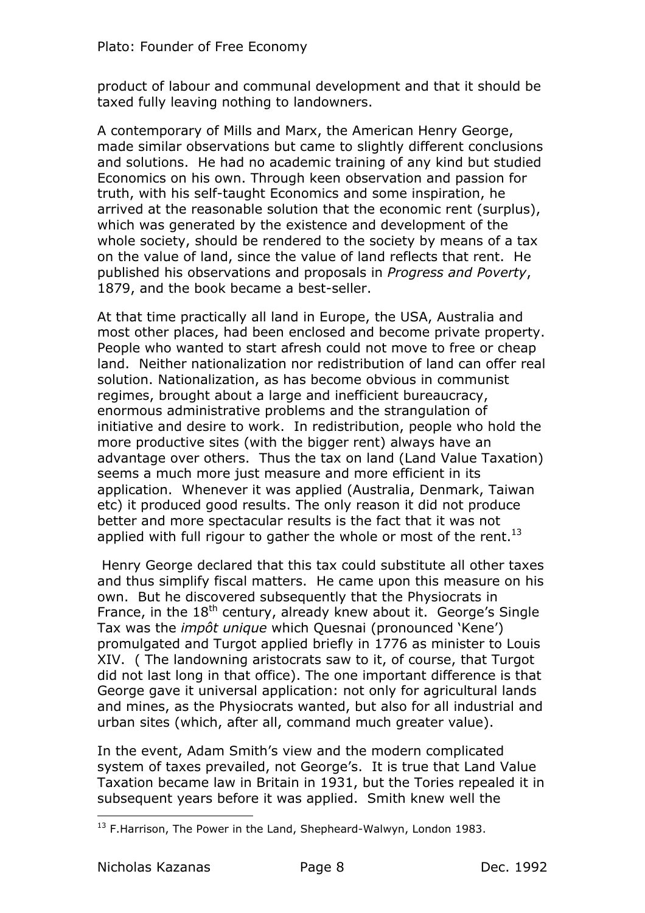product of labour and communal development and that it should be taxed fully leaving nothing to landowners.

A contemporary of Mills and Marx, the American Henry George, made similar observations but came to slightly different conclusions and solutions. He had no academic training of any kind but studied Economics on his own. Through keen observation and passion for truth, with his self-taught Economics and some inspiration, he arrived at the reasonable solution that the economic rent (surplus), which was generated by the existence and development of the whole society, should be rendered to the society by means of a tax on the value of land, since the value of land reflects that rent. He published his observations and proposals in *Progress and Poverty*, 1879, and the book became a best-seller.

At that time practically all land in Europe, the USA, Australia and most other places, had been enclosed and become private property. People who wanted to start afresh could not move to free or cheap land. Neither nationalization nor redistribution of land can offer real solution. Nationalization, as has become obvious in communist regimes, brought about a large and inefficient bureaucracy, enormous administrative problems and the strangulation of initiative and desire to work. In redistribution, people who hold the more productive sites (with the bigger rent) always have an advantage over others. Thus the tax on land (Land Value Taxation) seems a much more just measure and more efficient in its application. Whenever it was applied (Australia, Denmark, Taiwan etc) it produced good results. The only reason it did not produce better and more spectacular results is the fact that it was not applied with full rigour to gather the whole or most of the rent.[13]

Henry George declared that this tax could substitute all other taxes and thus simplify fiscal matters. He came upon this measure on his own. But he discovered subsequently that the Physiocrats in France, in the 18th century, already knew about it. George's Single Tax was the *impôt unique* which Quesnai (pronounced 'Kene') promulgated and Turgot applied briefly in 1776 as minister to Louis XIV. ( The landowning aristocrats saw to it, of course, that Turgot did not last long in that office). The one important difference is that George gave it universal application: not only for agricultural lands and mines, as the Physiocrats wanted, but also for all industrial and urban sites (which, after all, command much greater value).

In the event, Adam Smith's view and the modern complicated system of taxes prevailed, not George's. It is true that Land Value Taxation became law in Britain in 1931, but the Tories repealed it in subsequent years before it was applied. Smith knew well the

---

[13] F.Harrison, The Power in the Land, Shepheard-Walwyn, London 1983.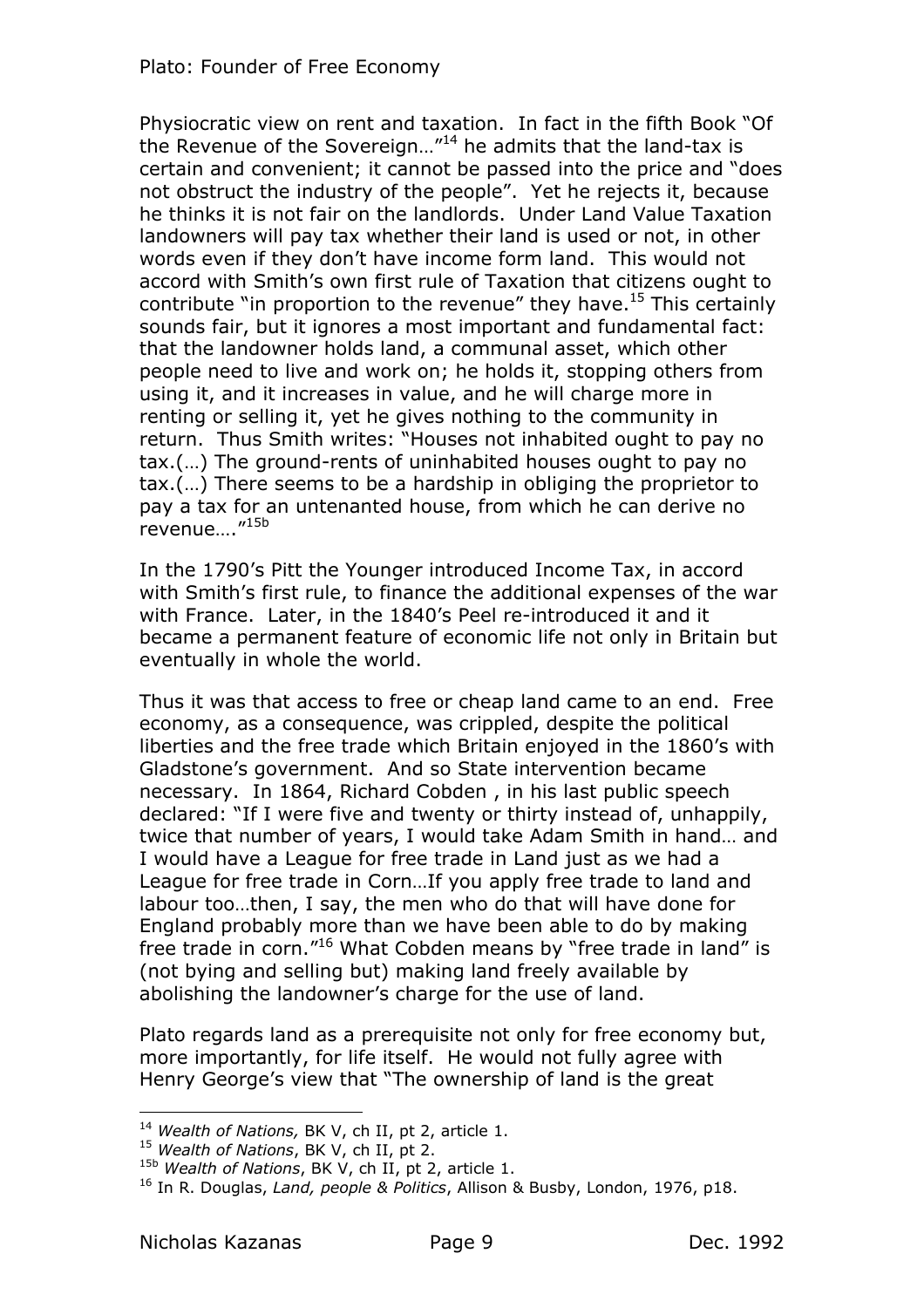Physiocratic view on rent and taxation. In fact in the fifth Book "Of the Revenue of the Sovereign…"[14] he admits that the land-tax is certain and convenient; it cannot be passed into the price and "does not obstruct the industry of the people". Yet he rejects it, because he thinks it is not fair on the landlords. Under Land Value Taxation landowners will pay tax whether their land is used or not, in other words even if they don't have income form land. This would not accord with Smith's own first rule of Taxation that citizens ought to contribute "in proportion to the revenue" they have.[15] This certainly sounds fair, but it ignores a most important and fundamental fact: that the landowner holds land, a communal asset, which other people need to live and work on; he holds it, stopping others from using it, and it increases in value, and he will charge more in renting or selling it, yet he gives nothing to the community in return. Thus Smith writes: "Houses not inhabited ought to pay no tax.(…) The ground-rents of uninhabited houses ought to pay no tax.(…) There seems to be a hardship in obliging the proprietor to pay a tax for an untenanted house, from which he can derive no revenue…."[15b]

In the 1790's Pitt the Younger introduced Income Tax, in accord with Smith's first rule, to finance the additional expenses of the war with France. Later, in the 1840's Peel re-introduced it and it became a permanent feature of economic life not only in Britain but eventually in whole the world.

Thus it was that access to free or cheap land came to an end. Free economy, as a consequence, was crippled, despite the political liberties and the free trade which Britain enjoyed in the 1860's with Gladstone's government. And so State intervention became necessary. In 1864, Richard Cobden , in his last public speech declared: "If I were five and twenty or thirty instead of, unhappily, twice that number of years, I would take Adam Smith in hand… and I would have a League for free trade in Land just as we had a League for free trade in Corn…If you apply free trade to land and labour too…then, I say, the men who do that will have done for England probably more than we have been able to do by making free trade in corn."[16] What Cobden means by "free trade in land" is (not bying and selling but) making land freely available by abolishing the landowner's charge for the use of land.

Plato regards land as a prerequisite not only for free economy but, more importantly, for life itself. He would not fully agree with Henry George's view that "The ownership of land is the great

---

[14] *Wealth of Nations,* BK V, ch II, pt 2, article 1.

[15] *Wealth of Nations*, BK V, ch II, pt 2.

[15b] *Wealth of Nations*, BK V, ch II, pt 2, article 1.

[16] In R. Douglas, *Land, people & Politics*, Allison & Busby, London, 1976, p18.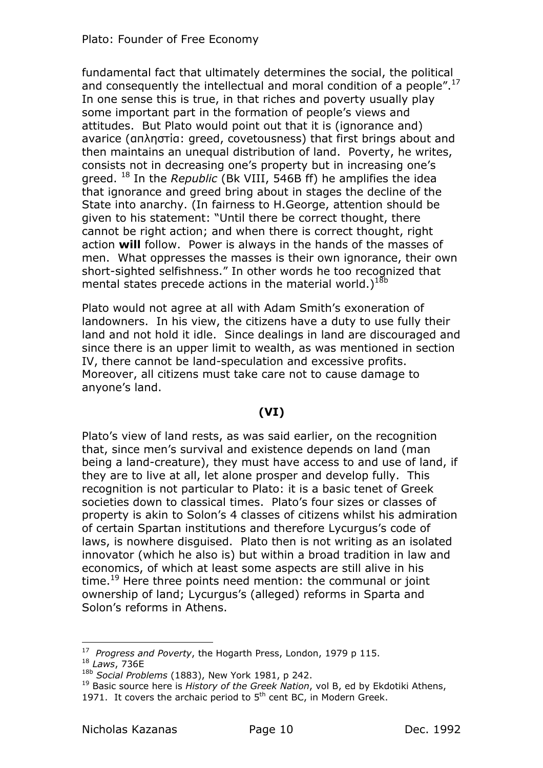fundamental fact that ultimately determines the social, the political and consequently the intellectual and moral condition of a people".[17] In one sense this is true, in that riches and poverty usually play some important part in the formation of people's views and attitudes. But Plato would point out that it is (ignorance and) avarice (απληστία: greed, covetousness) that first brings about and then maintains an unequal distribution of land. Poverty, he writes, consists not in decreasing one's property but in increasing one's greed. [18] In the *Republic* (Bk VIII, 546B ff) he amplifies the idea that ignorance and greed bring about in stages the decline of the State into anarchy. (In fairness to H.George, attention should be given to his statement: "Until there be correct thought, there cannot be right action; and when there is correct thought, right action **will** follow. Power is always in the hands of the masses of men. What oppresses the masses is their own ignorance, their own short-sighted selfishness." In other words he too recognized that mental states precede actions in the material world.)[18b]

Plato would not agree at all with Adam Smith's exoneration of landowners. In his view, the citizens have a duty to use fully their land and not hold it idle. Since dealings in land are discouraged and since there is an upper limit to wealth, as was mentioned in section IV, there cannot be land-speculation and excessive profits. Moreover, all citizens must take care not to cause damage to anyone's land.

## (VI)

Plato's view of land rests, as was said earlier, on the recognition that, since men's survival and existence depends on land (man being a land-creature), they must have access to and use of land, if they are to live at all, let alone prosper and develop fully. This recognition is not particular to Plato: it is a basic tenet of Greek societies down to classical times. Plato's four sizes or classes of property is akin to Solon's 4 classes of citizens whilst his admiration of certain Spartan institutions and therefore Lycurgus's code of laws, is nowhere disguised. Plato then is not writing as an isolated innovator (which he also is) but within a broad tradition in law and economics, of which at least some aspects are still alive in his time.[19] Here three points need mention: the communal or joint ownership of land; Lycurgus's (alleged) reforms in Sparta and Solon's reforms in Athens.

---

[17] *Progress and Poverty*, the Hogarth Press, London, 1979 p 115.

[18] *Laws*, 736E

[18b] *Social Problems* (1883), New York 1981, p 242.

[19] Basic source here is *History of the Greek Nation*, vol B, ed by Ekdotiki Athens, 1971. It covers the archaic period to 5th cent BC, in Modern Greek.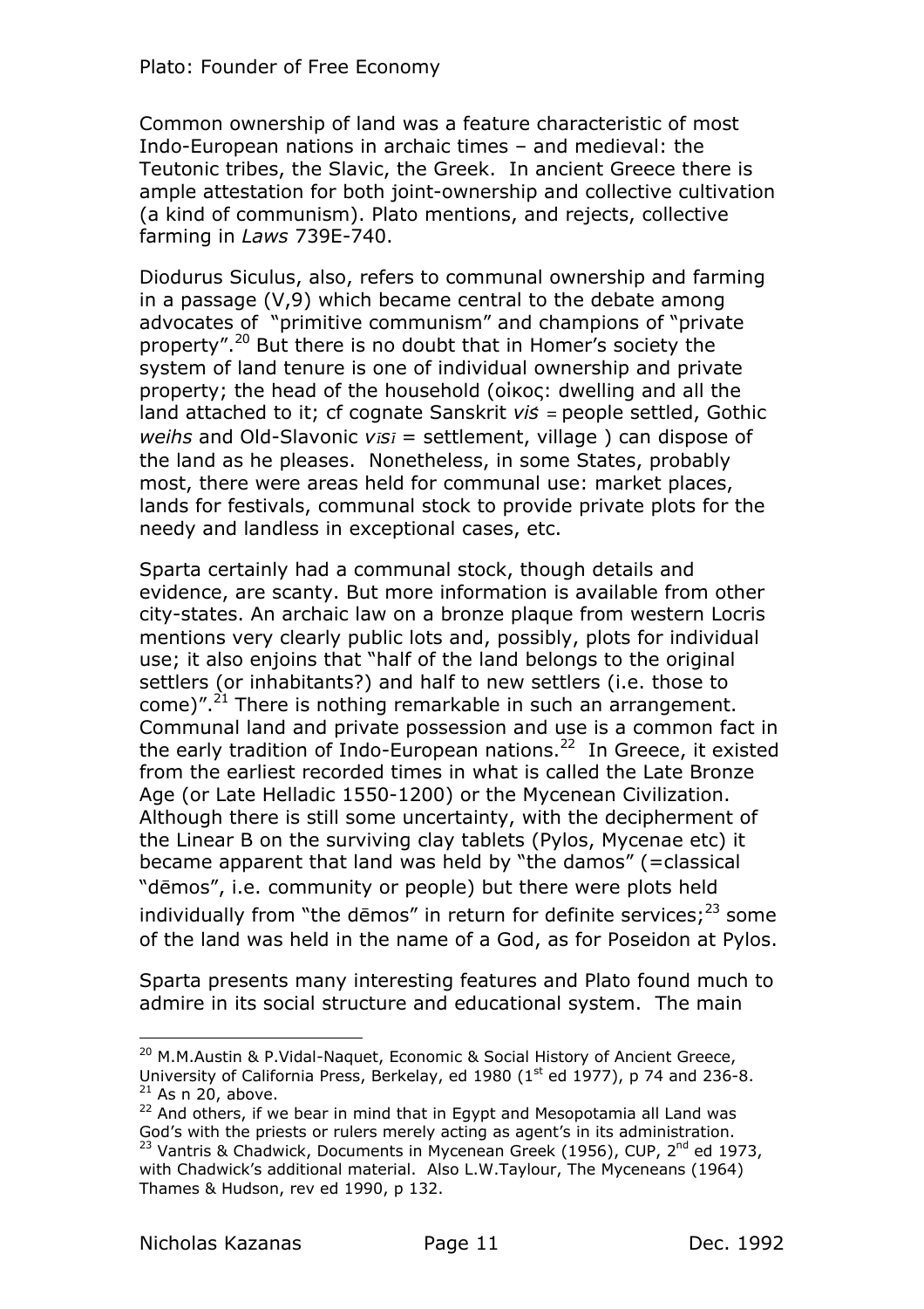Common ownership of land was a feature characteristic of most Indo-European nations in archaic times – and medieval: the Teutonic tribes, the Slavic, the Greek. In ancient Greece there is ample attestation for both joint-ownership and collective cultivation (a kind of communism). Plato mentions, and rejects, collective farming in *Laws* 739E-740.

Diodurus Siculus, also, refers to communal ownership and farming in a passage (V,9) which became central to the debate among advocates of "primitive communism" and champions of "private property".[20] But there is no doubt that in Homer's society the system of land tenure is one of individual ownership and private property; the head of the household (οἶκος: dwelling and all the land attached to it; cf cognate Sanskrit *viś* = people settled, Gothic *weihs* and Old-Slavonic *vĭsĭ* = settlement, village ) can dispose of the land as he pleases. Nonetheless, in some States, probably most, there were areas held for communal use: market places, lands for festivals, communal stock to provide private plots for the needy and landless in exceptional cases, etc.

Sparta certainly had a communal stock, though details and evidence, are scanty. But more information is available from other city-states. An archaic law on a bronze plaque from western Locris mentions very clearly public lots and, possibly, plots for individual use; it also enjoins that "half of the land belongs to the original settlers (or inhabitants?) and half to new settlers (i.e. those to come)".[21] There is nothing remarkable in such an arrangement. Communal land and private possession and use is a common fact in the early tradition of Indo-European nations.[22] In Greece, it existed from the earliest recorded times in what is called the Late Bronze Age (or Late Helladic 1550-1200) or the Mycenean Civilization. Although there is still some uncertainty, with the decipherment of the Linear B on the surviving clay tablets (Pylos, Mycenae etc) it became apparent that land was held by "the damos" (=classical "dēmos", i.e. community or people) but there were plots held individually from "the dēmos" in return for definite services;[23] some of the land was held in the name of a God, as for Poseidon at Pylos.

Sparta presents many interesting features and Plato found much to admire in its social structure and educational system. The main

---

[20] M.M.Austin & P.Vidal-Naquet, Economic & Social History of Ancient Greece, University of California Press, Berkelay, ed 1980 (1st ed 1977), p 74 and 236-8.

[21] As n 20, above.

[22] And others, if we bear in mind that in Egypt and Mesopotamia all Land was God's with the priests or rulers merely acting as agent's in its administration.

[23] Vantris & Chadwick, Documents in Mycenean Greek (1956), CUP, 2nd ed 1973, with Chadwick's additional material. Also L.W.Taylour, The Myceneans (1964) Thames & Hudson, rev ed 1990, p 132.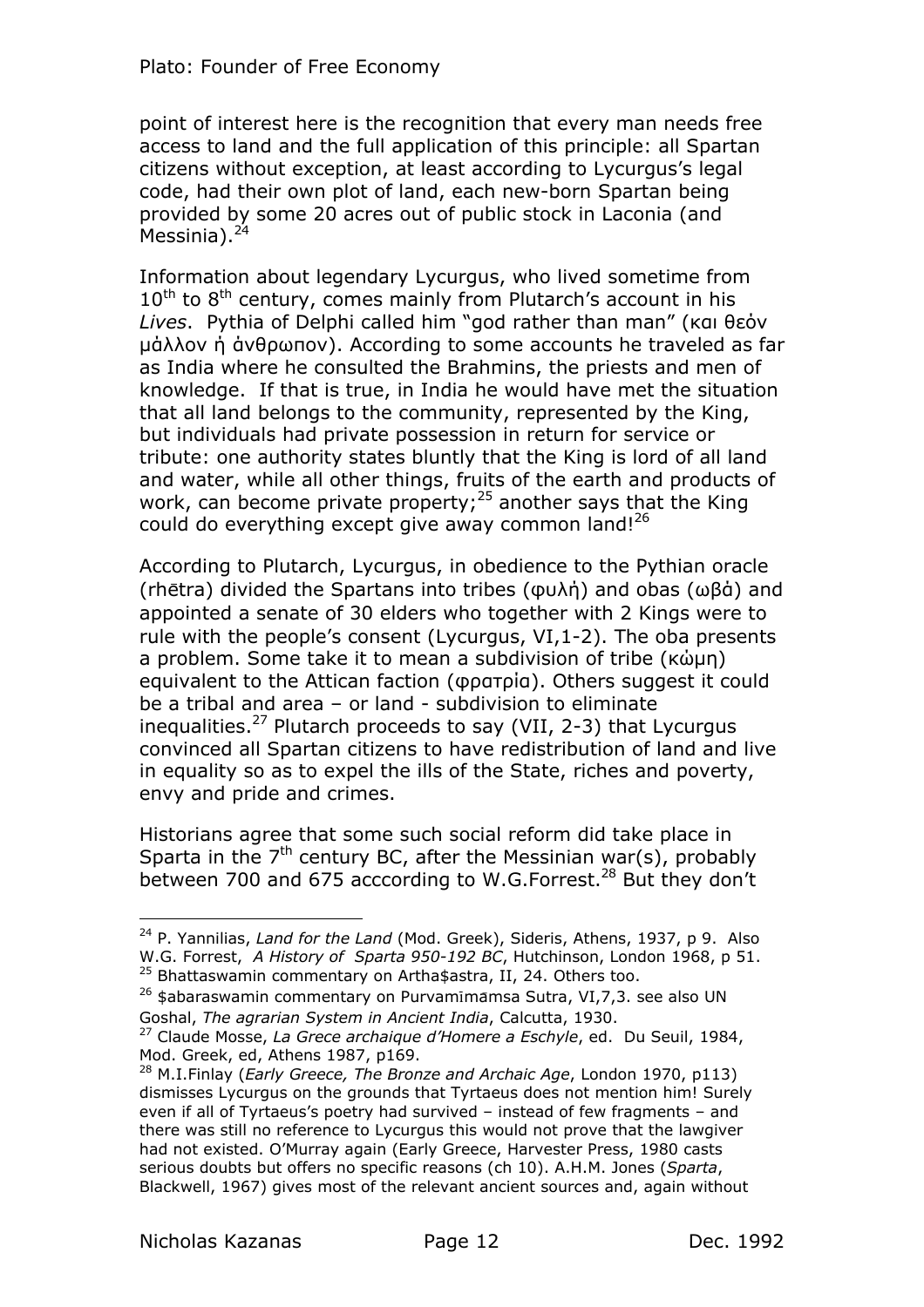point of interest here is the recognition that every man needs free access to land and the full application of this principle: all Spartan citizens without exception, at least according to Lycurgus's legal code, had their own plot of land, each new-born Spartan being provided by some 20 acres out of public stock in Laconia (and Messinia).[24]

Information about legendary Lycurgus, who lived sometime from 10th to 8th century, comes mainly from Plutarch's account in his *Lives*. Pythia of Delphi called him "god rather than man" (και θεόν μάλλον ή άνθρωπον). According to some accounts he traveled as far as India where he consulted the Brahmins, the priests and men of knowledge. If that is true, in India he would have met the situation that all land belongs to the community, represented by the King, but individuals had private possession in return for service or tribute: one authority states bluntly that the King is lord of all land and water, while all other things, fruits of the earth and products of work, can become private property;[25] another says that the King could do everything except give away common land![26]

According to Plutarch, Lycurgus, in obedience to the Pythian oracle (rhētra) divided the Spartans into tribes (φυλή) and obas (ωβά) and appointed a senate of 30 elders who together with 2 Kings were to rule with the people's consent (Lycurgus, VI,1-2). The oba presents a problem. Some take it to mean a subdivision of tribe (κώμη) equivalent to the Attican faction (φρατρία). Others suggest it could be a tribal and area – or land - subdivision to eliminate inequalities.[27] Plutarch proceeds to say (VII, 2-3) that Lycurgus convinced all Spartan citizens to have redistribution of land and live in equality so as to expel the ills of the State, riches and poverty, envy and pride and crimes.

Historians agree that some such social reform did take place in Sparta in the 7th century BC, after the Messinian war(s), probably between 700 and 675 acccording to W.G.Forrest.[28] But they don't

---

[24] P. Yannilias, *Land for the Land* (Mod. Greek), Sideris, Athens, 1937, p 9. Also W.G. Forrest, *A History of Sparta 950-192 BC*, Hutchinson, London 1968, p 51.

[25] Bhattaswamin commentary on Artha$astra, II, 24. Others too.

[26] $abaraswamin commentary on Purvamīmāmsa Sutra, VI,7,3. see also UN Goshal, *The agrarian System in Ancient India*, Calcutta, 1930.

[27] Claude Mosse, *La Grece archaique d'Homere a Eschyle*, ed. Du Seuil, 1984, Mod. Greek, ed, Athens 1987, p169.

[28] M.I.Finlay (*Early Greece, The Bronze and Archaic Age*, London 1970, p113) dismisses Lycurgus on the grounds that Tyrtaeus does not mention him! Surely even if all of Tyrtaeus's poetry had survived – instead of few fragments – and there was still no reference to Lycurgus this would not prove that the lawgiver had not existed. O'Murray again (Early Greece, Harvester Press, 1980 casts serious doubts but offers no specific reasons (ch 10). A.H.M. Jones (*Sparta*, Blackwell, 1967) gives most of the relevant ancient sources and, again without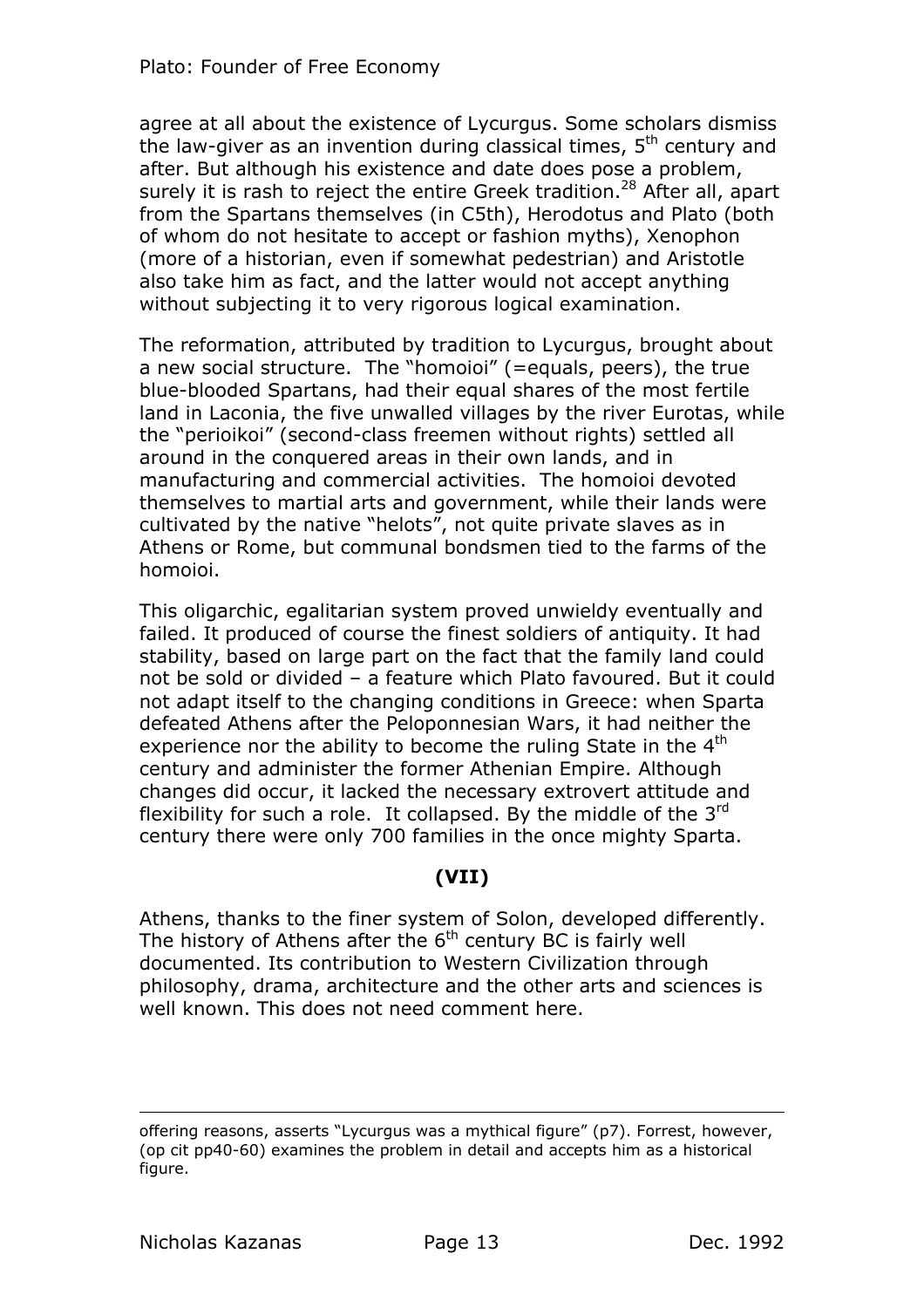agree at all about the existence of Lycurgus. Some scholars dismiss the law-giver as an invention during classical times, 5th century and after. But although his existence and date does pose a problem, surely it is rash to reject the entire Greek tradition.[28] After all, apart from the Spartans themselves (in C5th), Herodotus and Plato (both of whom do not hesitate to accept or fashion myths), Xenophon (more of a historian, even if somewhat pedestrian) and Aristotle also take him as fact, and the latter would not accept anything without subjecting it to very rigorous logical examination.

The reformation, attributed by tradition to Lycurgus, brought about a new social structure. The "homoioi" (=equals, peers), the true blue-blooded Spartans, had their equal shares of the most fertile land in Laconia, the five unwalled villages by the river Eurotas, while the "perioikoi" (second-class freemen without rights) settled all around in the conquered areas in their own lands, and in manufacturing and commercial activities. The homoioi devoted themselves to martial arts and government, while their lands were cultivated by the native "helots", not quite private slaves as in Athens or Rome, but communal bondsmen tied to the farms of the homoioi.

This oligarchic, egalitarian system proved unwieldy eventually and failed. It produced of course the finest soldiers of antiquity. It had stability, based on large part on the fact that the family land could not be sold or divided – a feature which Plato favoured. But it could not adapt itself to the changing conditions in Greece: when Sparta defeated Athens after the Peloponnesian Wars, it had neither the experience nor the ability to become the ruling State in the 4th century and administer the former Athenian Empire. Although changes did occur, it lacked the necessary extrovert attitude and flexibility for such a role. It collapsed. By the middle of the 3rd century there were only 700 families in the once mighty Sparta.

## (VII)

Athens, thanks to the finer system of Solon, developed differently. The history of Athens after the 6th century BC is fairly well documented. Its contribution to Western Civilization through philosophy, drama, architecture and the other arts and sciences is well known. This does not need comment here.

---

offering reasons, asserts "Lycurgus was a mythical figure" (p7). Forrest, however, (op cit pp40-60) examines the problem in detail and accepts him as a historical figure.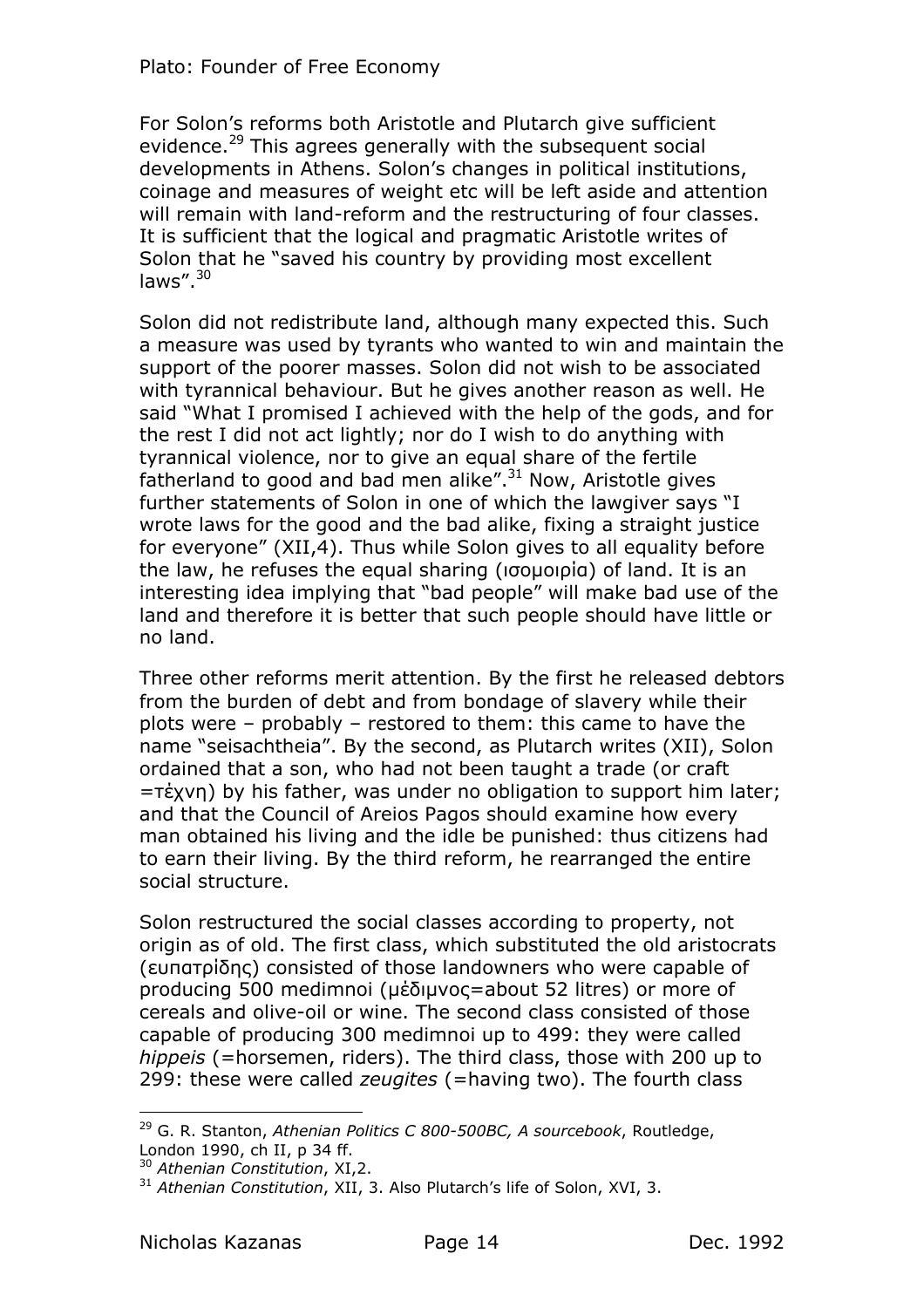For Solon's reforms both Aristotle and Plutarch give sufficient evidence.[29] This agrees generally with the subsequent social developments in Athens. Solon's changes in political institutions, coinage and measures of weight etc will be left aside and attention will remain with land-reform and the restructuring of four classes. It is sufficient that the logical and pragmatic Aristotle writes of Solon that he "saved his country by providing most excellent laws".[30]

Solon did not redistribute land, although many expected this. Such a measure was used by tyrants who wanted to win and maintain the support of the poorer masses. Solon did not wish to be associated with tyrannical behaviour. But he gives another reason as well. He said "What I promised I achieved with the help of the gods, and for the rest I did not act lightly; nor do I wish to do anything with tyrannical violence, nor to give an equal share of the fertile fatherland to good and bad men alike".[31] Now, Aristotle gives further statements of Solon in one of which the lawgiver says "I wrote laws for the good and the bad alike, fixing a straight justice for everyone" (XII,4). Thus while Solon gives to all equality before the law, he refuses the equal sharing (ισομοιρία) of land. It is an interesting idea implying that "bad people" will make bad use of the land and therefore it is better that such people should have little or no land.

Three other reforms merit attention. By the first he released debtors from the burden of debt and from bondage of slavery while their plots were – probably – restored to them: this came to have the name "seisachtheia". By the second, as Plutarch writes (XII), Solon ordained that a son, who had not been taught a trade (or craft =τέχνη) by his father, was under no obligation to support him later; and that the Council of Areios Pagos should examine how every man obtained his living and the idle be punished: thus citizens had to earn their living. By the third reform, he rearranged the entire social structure.

Solon restructured the social classes according to property, not origin as of old. The first class, which substituted the old aristocrats (ευπατρίδης) consisted of those landowners who were capable of producing 500 medimnoi (μέδιμνος=about 52 litres) or more of cereals and olive-oil or wine. The second class consisted of those capable of producing 300 medimnoi up to 499: they were called *hippeis* (=horsemen, riders). The third class, those with 200 up to 299: these were called *zeugites* (=having two). The fourth class

---

[29] G. R. Stanton, *Athenian Politics C 800-500BC, A sourcebook*, Routledge, London 1990, ch II, p 34 ff.

[30] *Athenian Constitution*, XI,2.

[31] *Athenian Constitution*, XII, 3. Also Plutarch's life of Solon, XVI, 3.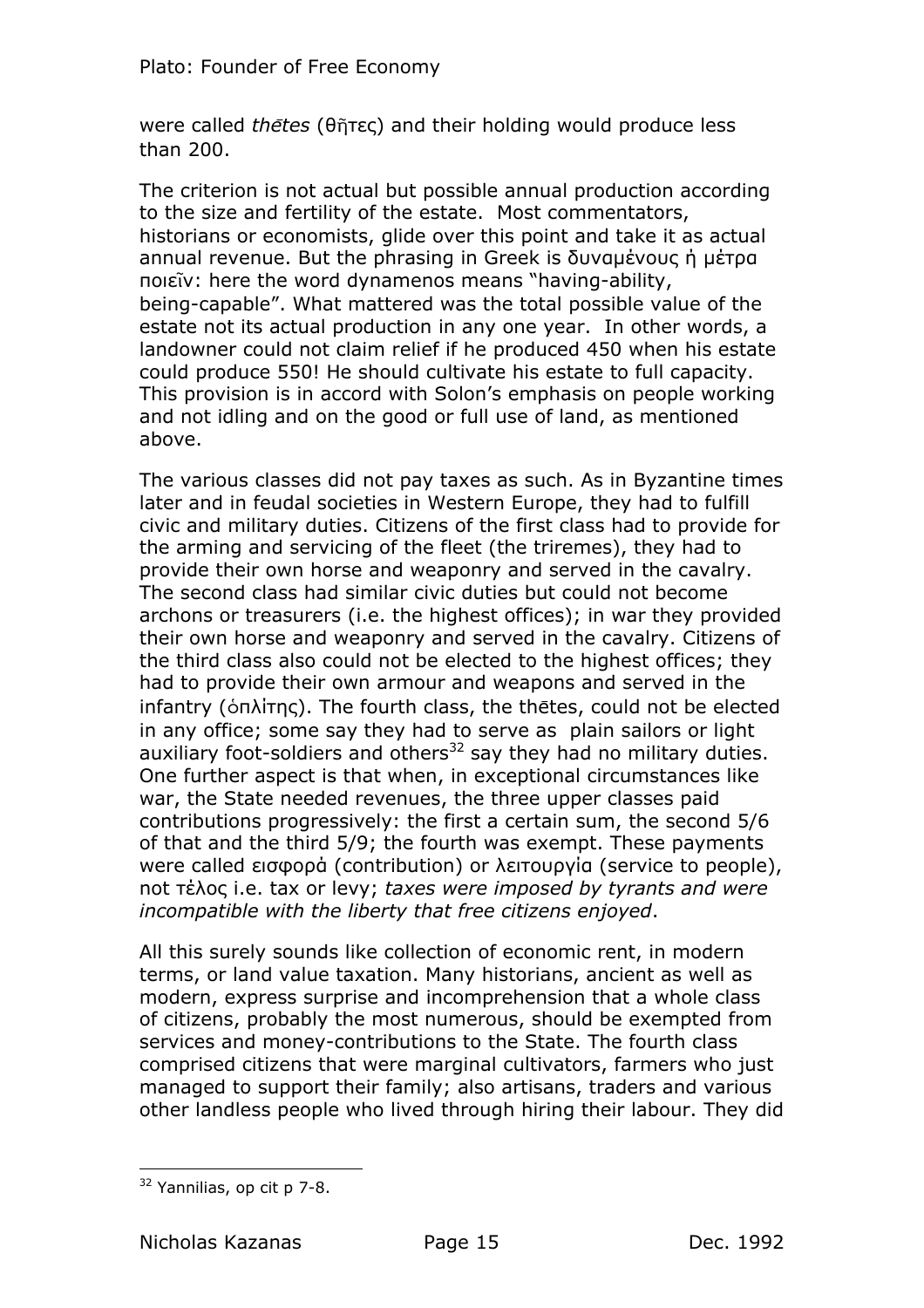were called *thētes* (θῆτες) and their holding would produce less than 200.

The criterion is not actual but possible annual production according to the size and fertility of the estate. Most commentators, historians or economists, glide over this point and take it as actual annual revenue. But the phrasing in Greek is δυναμένους ἡ μέτρα ποιεῖν: here the word dynamenos means "having-ability, being-capable". What mattered was the total possible value of the estate not its actual production in any one year. In other words, a landowner could not claim relief if he produced 450 when his estate could produce 550! He should cultivate his estate to full capacity. This provision is in accord with Solon's emphasis on people working and not idling and on the good or full use of land, as mentioned above.

The various classes did not pay taxes as such. As in Byzantine times later and in feudal societies in Western Europe, they had to fulfill civic and military duties. Citizens of the first class had to provide for the arming and servicing of the fleet (the triremes), they had to provide their own horse and weaponry and served in the cavalry. The second class had similar civic duties but could not become archons or treasurers (i.e. the highest offices); in war they provided their own horse and weaponry and served in the cavalry. Citizens of the third class also could not be elected to the highest offices; they had to provide their own armour and weapons and served in the infantry (ὁπλίτης). The fourth class, the thētes, could not be elected in any office; some say they had to serve as plain sailors or light auxiliary foot-soldiers and others[32] say they had no military duties. One further aspect is that when, in exceptional circumstances like war, the State needed revenues, the three upper classes paid contributions progressively: the first a certain sum, the second 5/6 of that and the third 5/9; the fourth was exempt. These payments were called εισφορά (contribution) or λειτουργία (service to people), not τέλος i.e. tax or levy; *taxes were imposed by tyrants and were incompatible with the liberty that free citizens enjoyed*.

All this surely sounds like collection of economic rent, in modern terms, or land value taxation. Many historians, ancient as well as modern, express surprise and incomprehension that a whole class of citizens, probably the most numerous, should be exempted from services and money-contributions to the State. The fourth class comprised citizens that were marginal cultivators, farmers who just managed to support their family; also artisans, traders and various other landless people who lived through hiring their labour. They did

---

[32] Yannilias, op cit p 7-8.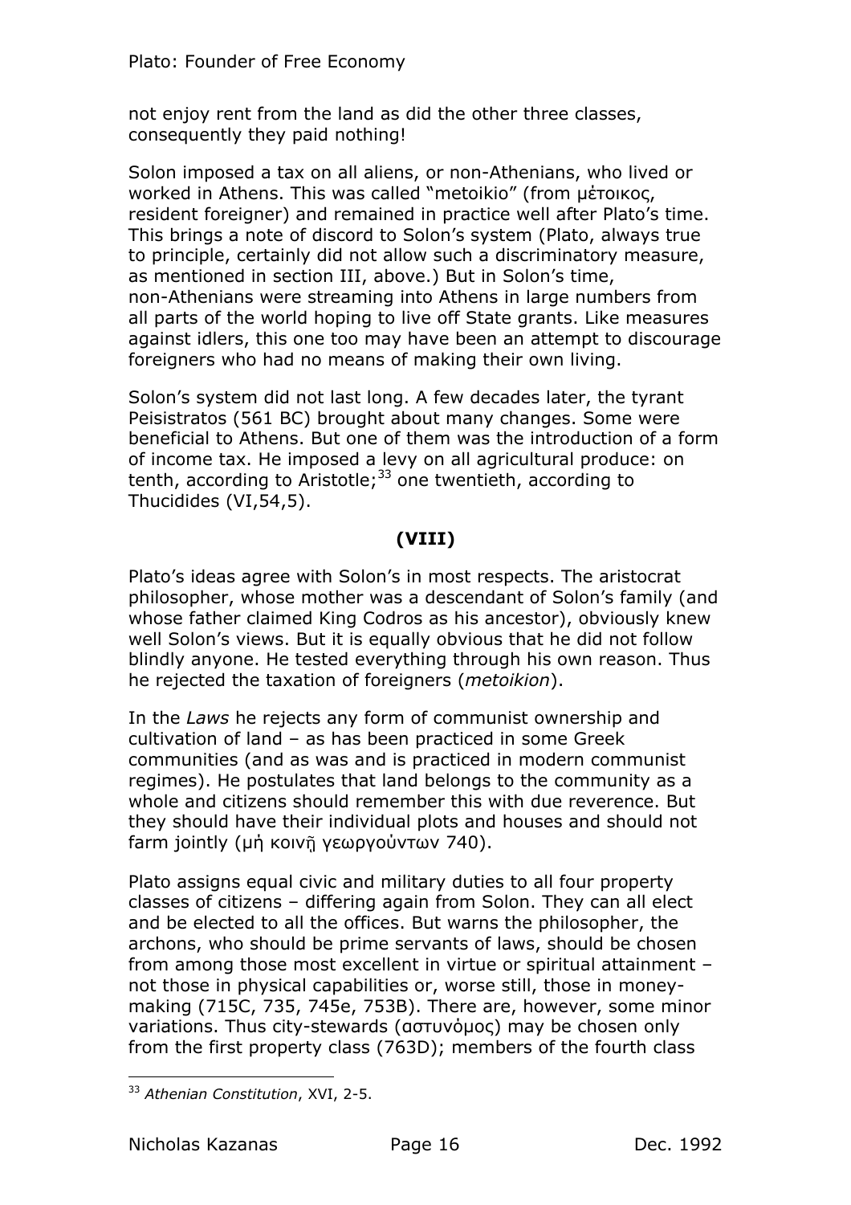not enjoy rent from the land as did the other three classes, consequently they paid nothing!

Solon imposed a tax on all aliens, or non-Athenians, who lived or worked in Athens. This was called "metoikio" (from μέτοικος, resident foreigner) and remained in practice well after Plato's time. This brings a note of discord to Solon's system (Plato, always true to principle, certainly did not allow such a discriminatory measure, as mentioned in section III, above.) But in Solon's time, non-Athenians were streaming into Athens in large numbers from all parts of the world hoping to live off State grants. Like measures against idlers, this one too may have been an attempt to discourage foreigners who had no means of making their own living.

Solon's system did not last long. A few decades later, the tyrant Peisistratos (561 BC) brought about many changes. Some were beneficial to Athens. But one of them was the introduction of a form of income tax. He imposed a levy on all agricultural produce: on tenth, according to Aristotle;[33] one twentieth, according to Thucidides (VI,54,5).

**(VIII)**

Plato's ideas agree with Solon's in most respects. The aristocrat philosopher, whose mother was a descendant of Solon's family (and whose father claimed King Codros as his ancestor), obviously knew well Solon's views. But it is equally obvious that he did not follow blindly anyone. He tested everything through his own reason. Thus he rejected the taxation of foreigners (*metoikion*).

In the *Laws* he rejects any form of communist ownership and cultivation of land – as has been practiced in some Greek communities (and as was and is practiced in modern communist regimes). He postulates that land belongs to the community as a whole and citizens should remember this with due reverence. But they should have their individual plots and houses and should not farm jointly (μὴ κοινῇ γεωργούντων 740).

Plato assigns equal civic and military duties to all four property classes of citizens – differing again from Solon. They can all elect and be elected to all the offices. But warns the philosopher, the archons, who should be prime servants of laws, should be chosen from among those most excellent in virtue or spiritual attainment – not those in physical capabilities or, worse still, those in money-making (715C, 735, 745e, 753B). There are, however, some minor variations. Thus city-stewards (αστυνόμος) may be chosen only from the first property class (763D); members of the fourth class

---

[33] *Athenian Constitution*, XVI, 2-5.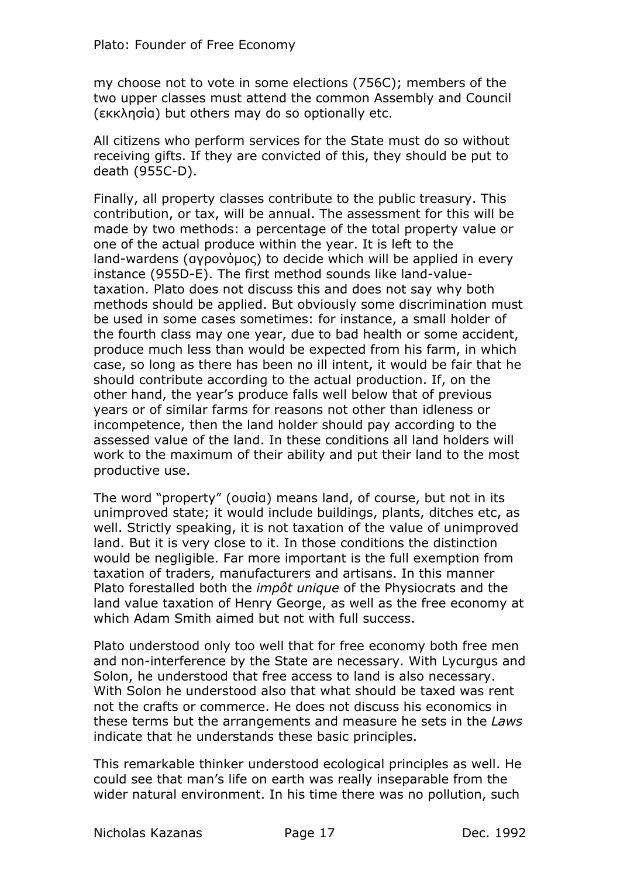my choose not to vote in some elections (756C); members of the two upper classes must attend the common Assembly and Council (εκκλησία) but others may do so optionally etc.

All citizens who perform services for the State must do so without receiving gifts. If they are convicted of this, they should be put to death (955C-D).

Finally, all property classes contribute to the public treasury. This contribution, or tax, will be annual. The assessment for this will be made by two methods: a percentage of the total property value or one of the actual produce within the year. It is left to the land-wardens (αγρονόμος) to decide which will be applied in every instance (955D-E). The first method sounds like land-value-taxation. Plato does not discuss this and does not say why both methods should be applied. But obviously some discrimination must be used in some cases sometimes: for instance, a small holder of the fourth class may one year, due to bad health or some accident, produce much less than would be expected from his farm, in which case, so long as there has been no ill intent, it would be fair that he should contribute according to the actual production. If, on the other hand, the year's produce falls well below that of previous years or of similar farms for reasons not other than idleness or incompetence, then the land holder should pay according to the assessed value of the land. In these conditions all land holders will work to the maximum of their ability and put their land to the most productive use.

The word "property" (ουσία) means land, of course, but not in its unimproved state; it would include buildings, plants, ditches etc, as well. Strictly speaking, it is not taxation of the value of unimproved land. But it is very close to it. In those conditions the distinction would be negligible. Far more important is the full exemption from taxation of traders, manufacturers and artisans. In this manner Plato forestalled both the *impôt unique* of the Physiocrats and the land value taxation of Henry George, as well as the free economy at which Adam Smith aimed but not with full success.

Plato understood only too well that for free economy both free men and non-interference by the State are necessary. With Lycurgus and Solon, he understood that free access to land is also necessary. With Solon he understood also that what should be taxed was rent not the crafts or commerce. He does not discuss his economics in these terms but the arrangements and measure he sets in the *Laws* indicate that he understands these basic principles.

This remarkable thinker understood ecological principles as well. He could see that man's life on earth was really inseparable from the wider natural environment. In his time there was no pollution, such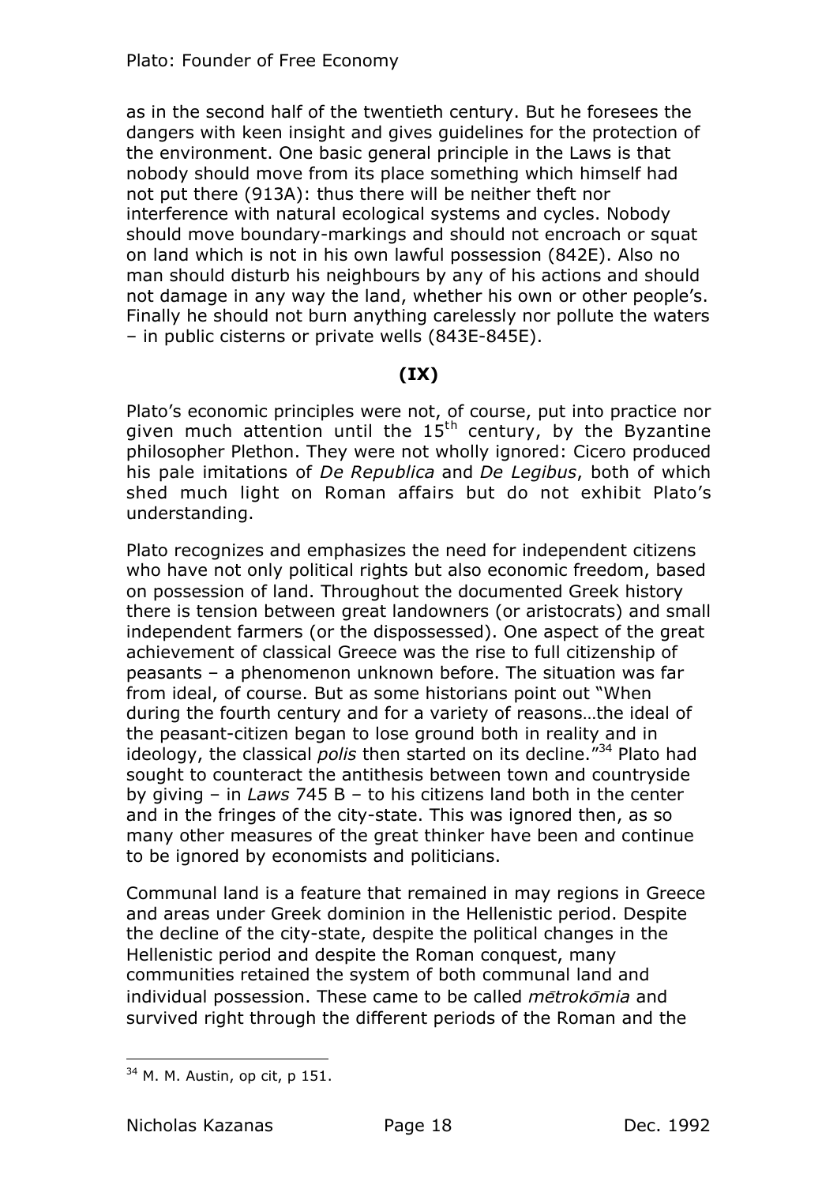as in the second half of the twentieth century. But he foresees the dangers with keen insight and gives guidelines for the protection of the environment. One basic general principle in the Laws is that nobody should move from its place something which himself had not put there (913A): thus there will be neither theft nor interference with natural ecological systems and cycles. Nobody should move boundary-markings and should not encroach or squat on land which is not in his own lawful possession (842E). Also no man should disturb his neighbours by any of his actions and should not damage in any way the land, whether his own or other people's. Finally he should not burn anything carelessly nor pollute the waters – in public cisterns or private wells (843E-845E).

**(IX)**

Plato's economic principles were not, of course, put into practice nor given much attention until the 15th century, by the Byzantine philosopher Plethon. They were not wholly ignored: Cicero produced his pale imitations of *De Republica* and *De Legibus*, both of which shed much light on Roman affairs but do not exhibit Plato's understanding.

Plato recognizes and emphasizes the need for independent citizens who have not only political rights but also economic freedom, based on possession of land. Throughout the documented Greek history there is tension between great landowners (or aristocrats) and small independent farmers (or the dispossessed). One aspect of the great achievement of classical Greece was the rise to full citizenship of peasants – a phenomenon unknown before. The situation was far from ideal, of course. But as some historians point out "When during the fourth century and for a variety of reasons…the ideal of the peasant-citizen began to lose ground both in reality and in ideology, the classical *polis* then started on its decline."[34] Plato had sought to counteract the antithesis between town and countryside by giving – in *Laws* 745 B – to his citizens land both in the center and in the fringes of the city-state. This was ignored then, as so many other measures of the great thinker have been and continue to be ignored by economists and politicians.

Communal land is a feature that remained in may regions in Greece and areas under Greek dominion in the Hellenistic period. Despite the decline of the city-state, despite the political changes in the Hellenistic period and despite the Roman conquest, many communities retained the system of both communal land and individual possession. These came to be called *mētrokōmia* and survived right through the different periods of the Roman and the

---

[34] M. M. Austin, op cit, p 151.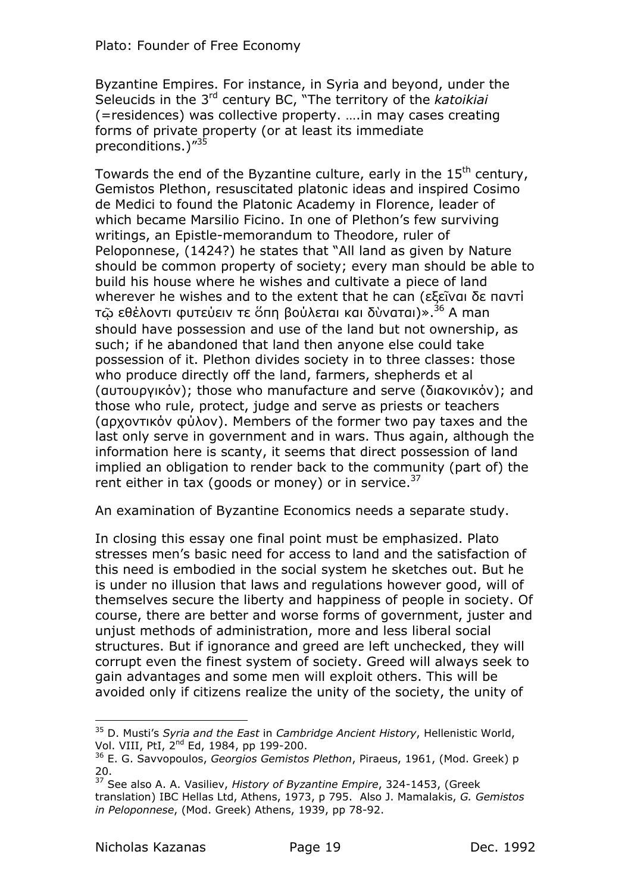Byzantine Empires. For instance, in Syria and beyond, under the Seleucids in the 3rd century BC, "The territory of the *katoikiai* (=residences) was collective property. ….in may cases creating forms of private property (or at least its immediate preconditions.)"[35]

Towards the end of the Byzantine culture, early in the 15th century, Gemistos Plethon, resuscitated platonic ideas and inspired Cosimo de Medici to found the Platonic Academy in Florence, leader of which became Marsilio Ficino. In one of Plethon's few surviving writings, an Epistle-memorandum to Theodore, ruler of Peloponnese, (1424?) he states that "All land as given by Nature should be common property of society; every man should be able to build his house where he wishes and cultivate a piece of land wherever he wishes and to the extent that he can (εξεῖναι δε παντὶ τῷ εθέλοντι φυτεὺειν τε ὅπη βοὺλεται και δὺναται)».[36] A man should have possession and use of the land but not ownership, as such; if he abandoned that land then anyone else could take possession of it. Plethon divides society in to three classes: those who produce directly off the land, farmers, shepherds et al (αυτουργικὸν); those who manufacture and serve (διακονικὸν); and those who rule, protect, judge and serve as priests or teachers (αρχοντικὸν φὺλον). Members of the former two pay taxes and the last only serve in government and in wars. Thus again, although the information here is scanty, it seems that direct possession of land implied an obligation to render back to the community (part of) the rent either in tax (goods or money) or in service.[37]

An examination of Byzantine Economics needs a separate study.

In closing this essay one final point must be emphasized. Plato stresses men's basic need for access to land and the satisfaction of this need is embodied in the social system he sketches out. But he is under no illusion that laws and regulations however good, will of themselves secure the liberty and happiness of people in society. Of course, there are better and worse forms of government, juster and unjust methods of administration, more and less liberal social structures. But if ignorance and greed are left unchecked, they will corrupt even the finest system of society. Greed will always seek to gain advantages and some men will exploit others. This will be avoided only if citizens realize the unity of the society, the unity of

---

[35] D. Musti's *Syria and the East* in *Cambridge Ancient History*, Hellenistic World, Vol. VIII, PtI, 2nd Ed, 1984, pp 199-200.

[36] E. G. Savvopoulos, *Georgios Gemistos Plethon*, Piraeus, 1961, (Mod. Greek) p 20.

[37] See also A. A. Vasiliev, *History of Byzantine Empire*, 324-1453, (Greek translation) IBC Hellas Ltd, Athens, 1973, p 795. Also J. Mamalakis, *G. Gemistos in Peloponnese*, (Mod. Greek) Athens, 1939, pp 78-92.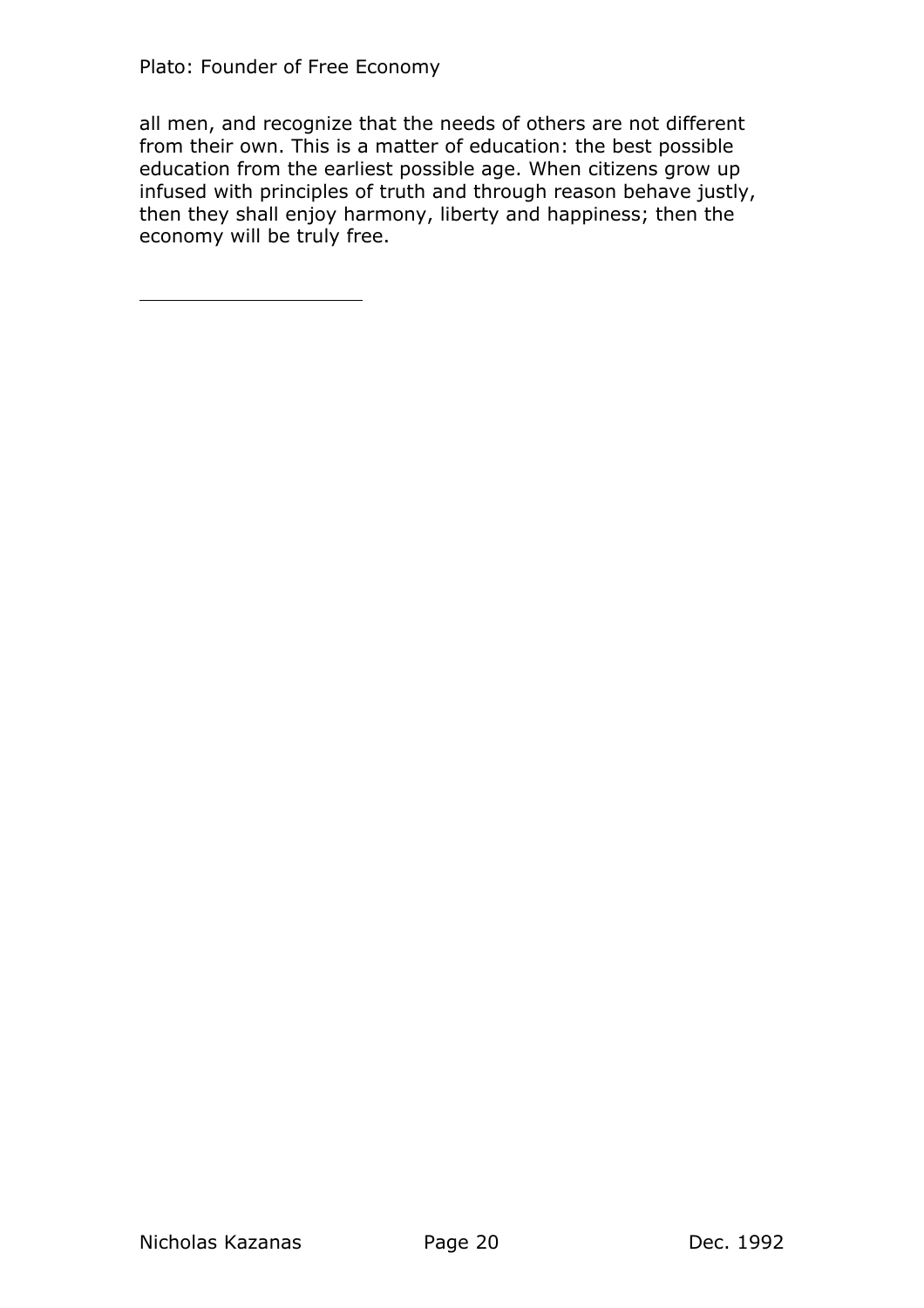all men, and recognize that the needs of others are not different from their own. This is a matter of education: the best possible education from the earliest possible age. When citizens grow up infused with principles of truth and through reason behave justly, then they shall enjoy harmony, liberty and happiness; then the economy will be truly free.